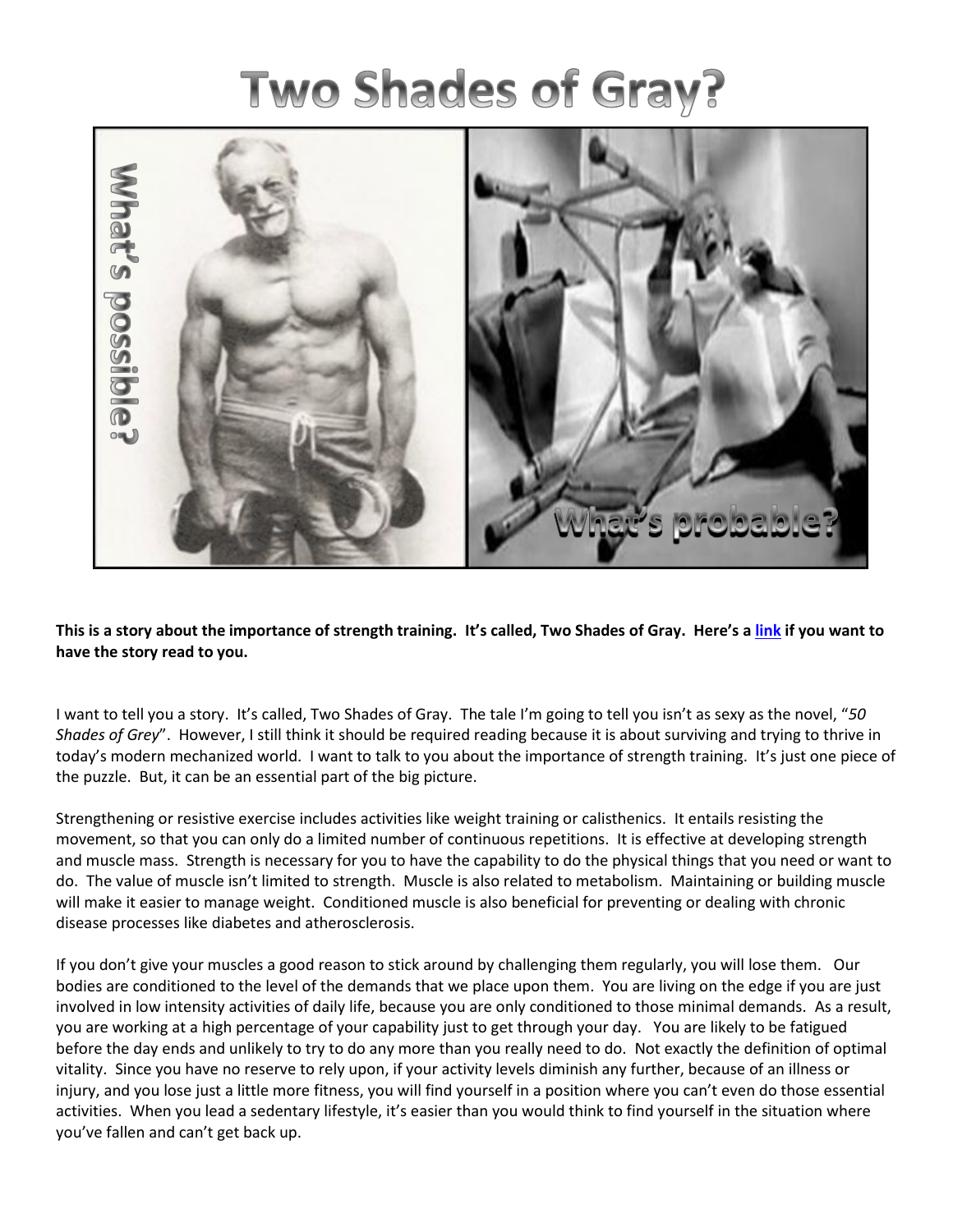# Two Shades of Gray?

**This is a story about the importance of strength training. It's called, Two Shades of Gray. Here's a link if you want to have the story read to you.**

I want to tell you a story. It's called, Two Shades of Gray. The tale I'm going to tell you isn't as sexy as the novel, "*50 Shades of Grey*". However, I still think it should be required reading because it is about surviving and trying to thrive in today's modern mechanized world. I want to talk to you about the importance of strength training. It's just one piece of the puzzle. But, it can be an essential part of the big picture.

Strengthening or resistive exercise includes activities like weight training or calisthenics. It entails resisting the movement, so that you can only do a limited number of continuous repetitions. It is effective at developing strength and muscle mass. Strength is necessary for you to have the capability to do the physical things that you need or want to do. The value of muscle isn't limited to strength. Muscle is also related to metabolism. Maintaining or building muscle will make it easier to manage weight. Conditioned muscle is also beneficial for preventing or dealing with chronic disease processes like diabetes and atherosclerosis.

If you don't give your muscles a good reason to stick around by challenging them regularly, you will lose them. Our bodies are conditioned to the level of the demands that we place upon them. You are living on the edge if you are just involved in low intensity activities of daily life, because you are only conditioned to those minimal demands. As a result, you are working at a high percentage of your capability just to get through your day. You are likely to be fatigued before the day ends and unlikely to try to do any more than you really need to do. Not exactly the definition of optimal vitality. Since you have no reserve to rely upon, if your activity levels diminish any further, because of an illness or injury, and you lose just a little more fitness, you will find yourself in a position where you can't even do those essential activities. When you lead a sedentary lifestyle, it's easier than you would think to find yourself in the situation where you've fallen and can't get back up.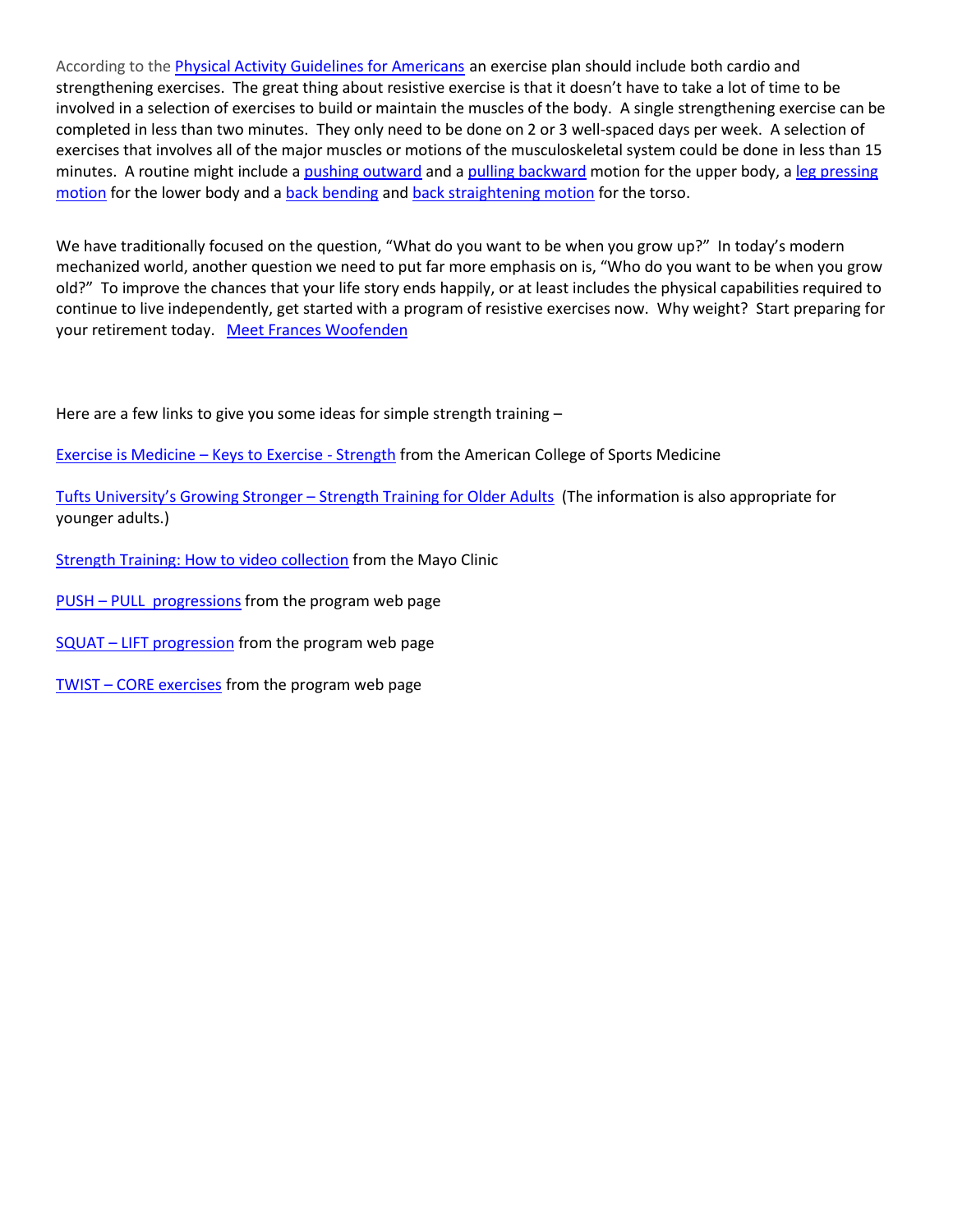According to the Physical Activity Guidelines for Americans an exercise plan should include both cardio and strengthening exercises. The great thing about resistive exercise is that it doesn't have to take a lot of time to be involved in a selection of exercises to build or maintain the muscles of the body. A single strengthening exercise can be completed in less than two minutes. They only need to be done on 2 or 3 well-spaced days per week. A selection of exercises that involves all of the major muscles or motions of the musculoskeletal system could be done in less than 15 minutes. A routine might include a pushing outward and a pulling backward motion for the upper body, a leg pressing motion for the lower body and a back bending and back straightening motion for the torso.

We have traditionally focused on the question, "What do you want to be when you grow up?" In today's modern mechanized world, another question we need to put far more emphasis on is, "Who do you want to be when you grow old?" To improve the chances that your life story ends happily, or at least includes the physical capabilities required to continue to live independently, get started with a program of resistive exercises now. Why weight? Start preparing for your retirement today. Meet Frances Woofenden

Here are a few links to give you some ideas for simple strength training –

Exercise is Medicine – Keys to Exercise - Strength from the American College of Sports Medicine

Tufts University's Growing Stronger – Strength Training for Older Adults (The information is also appropriate for younger adults.)

Strength Training: How to video collection from the Mayo Clinic

PUSH – PULL progressions from the program web page

SQUAT – LIFT progression from the program web page

TWIST – CORE exercises from the program web page